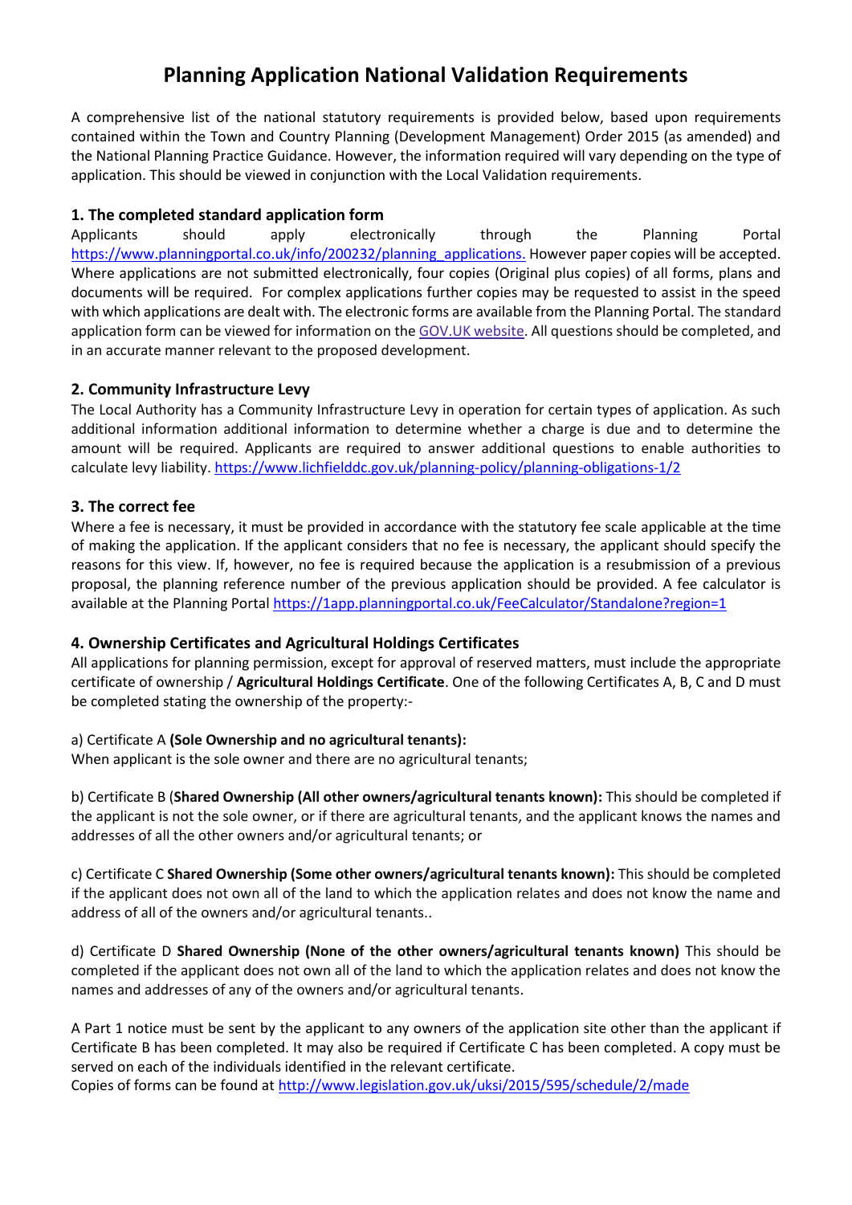# Planning Application National Validation Requirements

A comprehensive list of the national statutory requirements is provided below, based upon requirements contained within the Town and Country Planning (Development Management) Order 2015 (as amended) and the National Planning Practice Guidance. However, the information required will vary depending on the type of application. This should be viewed in conjunction with the Local Validation requirements.

### 1. The completed standard application form

Applicants should apply electronically through the Planning Portal https://www.planningportal.co.uk/info/200232/planning_applications. However paper copies will be accepted. Where applications are not submitted electronically, four copies (Original plus copies) of all forms, plans and documents will be required. For complex applications further copies may be requested to assist in the speed with which applications are dealt with. The electronic forms are available from the Planning Portal. The standard application form can be viewed for information on the GOV.UK website. All questions should be completed, and in an accurate manner relevant to the proposed development.

### 2. Community Infrastructure Levy

The Local Authority has a Community Infrastructure Levy in operation for certain types of application. As such additional information additional information to determine whether a charge is due and to determine the amount will be required. Applicants are required to answer additional questions to enable authorities to calculate levy liability. https://www.lichfielddc.gov.uk/planning-policy/planning-obligations-1/2

### 3. The correct fee

Where a fee is necessary, it must be provided in accordance with the statutory fee scale applicable at the time of making the application. If the applicant considers that no fee is necessary, the applicant should specify the reasons for this view. If, however, no fee is required because the application is a resubmission of a previous proposal, the planning reference number of the previous application should be provided. A fee calculator is available at the Planning Portal https://1app.planningportal.co.uk/FeeCalculator/Standalone?region=1

### 4. Ownership Certificates and Agricultural Holdings Certificates

All applications for planning permission, except for approval of reserved matters, must include the appropriate certificate of ownership / **Agricultural Holdings Certificate**. One of the following Certificates A, B, C and D must be completed stating the ownership of the property:-

a) Certificate A **(Sole Ownership and no agricultural tenants):**
When applicant is the sole owner and there are no agricultural tenants;

b) Certificate B (**Shared Ownership (All other owners/agricultural tenants known):** This should be completed if the applicant is not the sole owner, or if there are agricultural tenants, and the applicant knows the names and addresses of all the other owners and/or agricultural tenants; or

c) Certificate C **Shared Ownership (Some other owners/agricultural tenants known):** This should be completed if the applicant does not own all of the land to which the application relates and does not know the name and address of all of the owners and/or agricultural tenants..

d) Certificate D **Shared Ownership (None of the other owners/agricultural tenants known)** This should be completed if the applicant does not own all of the land to which the application relates and does not know the names and addresses of any of the owners and/or agricultural tenants.

A Part 1 notice must be sent by the applicant to any owners of the application site other than the applicant if Certificate B has been completed. It may also be required if Certificate C has been completed. A copy must be served on each of the individuals identified in the relevant certificate.
Copies of forms can be found at http://www.legislation.gov.uk/uksi/2015/595/schedule/2/made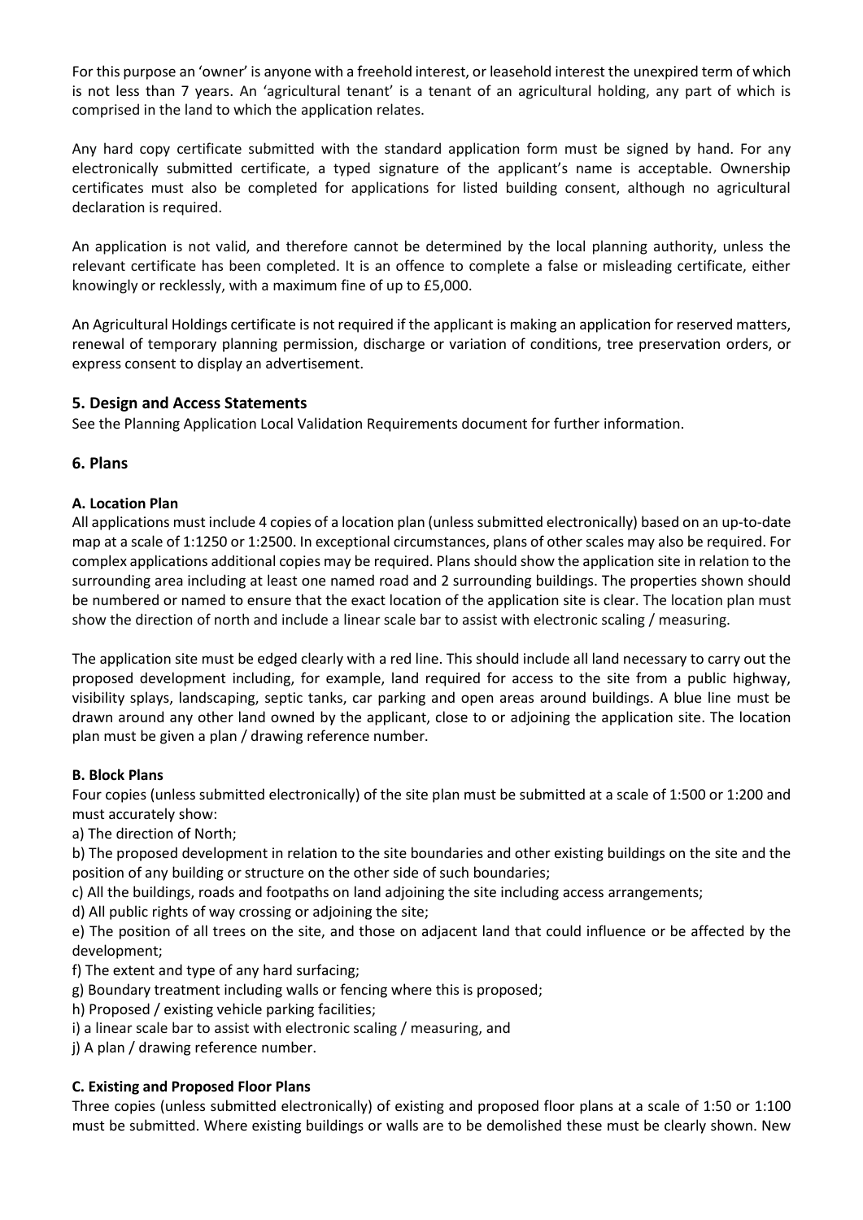For this purpose an 'owner' is anyone with a freehold interest, or leasehold interest the unexpired term of which is not less than 7 years. An 'agricultural tenant' is a tenant of an agricultural holding, any part of which is comprised in the land to which the application relates.

Any hard copy certificate submitted with the standard application form must be signed by hand. For any electronically submitted certificate, a typed signature of the applicant's name is acceptable. Ownership certificates must also be completed for applications for listed building consent, although no agricultural declaration is required.

An application is not valid, and therefore cannot be determined by the local planning authority, unless the relevant certificate has been completed. It is an offence to complete a false or misleading certificate, either knowingly or recklessly, with a maximum fine of up to £5,000.

An Agricultural Holdings certificate is not required if the applicant is making an application for reserved matters, renewal of temporary planning permission, discharge or variation of conditions, tree preservation orders, or express consent to display an advertisement.

## 5. Design and Access Statements

See the Planning Application Local Validation Requirements document for further information.

## 6. Plans

### A. Location Plan

All applications must include 4 copies of a location plan (unless submitted electronically) based on an up-to-date map at a scale of 1:1250 or 1:2500. In exceptional circumstances, plans of other scales may also be required. For complex applications additional copies may be required. Plans should show the application site in relation to the surrounding area including at least one named road and 2 surrounding buildings. The properties shown should be numbered or named to ensure that the exact location of the application site is clear. The location plan must show the direction of north and include a linear scale bar to assist with electronic scaling / measuring.

The application site must be edged clearly with a red line. This should include all land necessary to carry out the proposed development including, for example, land required for access to the site from a public highway, visibility splays, landscaping, septic tanks, car parking and open areas around buildings. A blue line must be drawn around any other land owned by the applicant, close to or adjoining the application site. The location plan must be given a plan / drawing reference number.

### B. Block Plans

Four copies (unless submitted electronically) of the site plan must be submitted at a scale of 1:500 or 1:200 and must accurately show:

a) The direction of North;

b) The proposed development in relation to the site boundaries and other existing buildings on the site and the position of any building or structure on the other side of such boundaries;

c) All the buildings, roads and footpaths on land adjoining the site including access arrangements;

d) All public rights of way crossing or adjoining the site;

e) The position of all trees on the site, and those on adjacent land that could influence or be affected by the development;

f) The extent and type of any hard surfacing;

g) Boundary treatment including walls or fencing where this is proposed;

h) Proposed / existing vehicle parking facilities;

i) a linear scale bar to assist with electronic scaling / measuring, and

j) A plan / drawing reference number.

### C. Existing and Proposed Floor Plans

Three copies (unless submitted electronically) of existing and proposed floor plans at a scale of 1:50 or 1:100 must be submitted. Where existing buildings or walls are to be demolished these must be clearly shown. New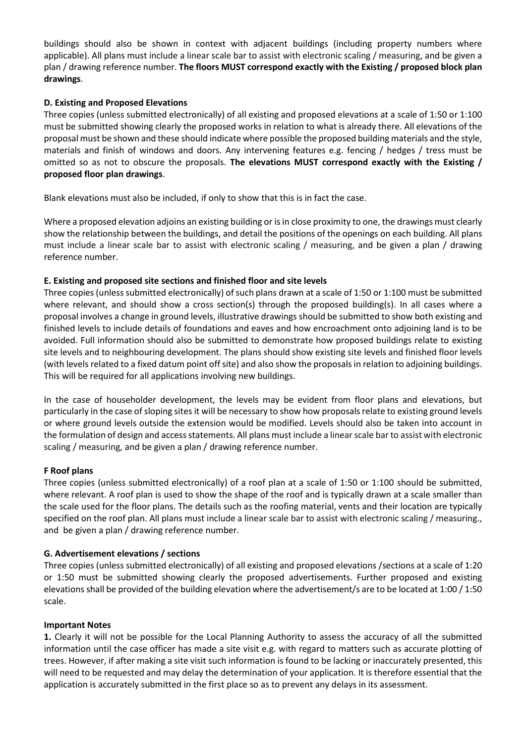buildings should also be shown in context with adjacent buildings (including property numbers where applicable). All plans must include a linear scale bar to assist with electronic scaling / measuring, and be given a plan / drawing reference number. **The floors MUST correspond exactly with the Existing / proposed block plan drawings**.

**D. Existing and Proposed Elevations**

Three copies (unless submitted electronically) of all existing and proposed elevations at a scale of 1:50 or 1:100 must be submitted showing clearly the proposed works in relation to what is already there. All elevations of the proposal must be shown and these should indicate where possible the proposed building materials and the style, materials and finish of windows and doors. Any intervening features e.g. fencing / hedges / tress must be omitted so as not to obscure the proposals. **The elevations MUST correspond exactly with the Existing / proposed floor plan drawings**.

Blank elevations must also be included, if only to show that this is in fact the case.

Where a proposed elevation adjoins an existing building or is in close proximity to one, the drawings must clearly show the relationship between the buildings, and detail the positions of the openings on each building. All plans must include a linear scale bar to assist with electronic scaling / measuring, and be given a plan / drawing reference number.

**E. Existing and proposed site sections and finished floor and site levels**

Three copies (unless submitted electronically) of such plans drawn at a scale of 1:50 or 1:100 must be submitted where relevant, and should show a cross section(s) through the proposed building(s). In all cases where a proposal involves a change in ground levels, illustrative drawings should be submitted to show both existing and finished levels to include details of foundations and eaves and how encroachment onto adjoining land is to be avoided. Full information should also be submitted to demonstrate how proposed buildings relate to existing site levels and to neighbouring development. The plans should show existing site levels and finished floor levels (with levels related to a fixed datum point off site) and also show the proposals in relation to adjoining buildings. This will be required for all applications involving new buildings.

In the case of householder development, the levels may be evident from floor plans and elevations, but particularly in the case of sloping sites it will be necessary to show how proposals relate to existing ground levels or where ground levels outside the extension would be modified. Levels should also be taken into account in the formulation of design and access statements. All plans must include a linear scale bar to assist with electronic scaling / measuring, and be given a plan / drawing reference number.

**F Roof plans**

Three copies (unless submitted electronically) of a roof plan at a scale of 1:50 or 1:100 should be submitted, where relevant. A roof plan is used to show the shape of the roof and is typically drawn at a scale smaller than the scale used for the floor plans. The details such as the roofing material, vents and their location are typically specified on the roof plan. All plans must include a linear scale bar to assist with electronic scaling / measuring., and be given a plan / drawing reference number.

**G. Advertisement elevations / sections**

Three copies (unless submitted electronically) of all existing and proposed elevations /sections at a scale of 1:20 or 1:50 must be submitted showing clearly the proposed advertisements. Further proposed and existing elevations shall be provided of the building elevation where the advertisement/s are to be located at 1:00 / 1:50 scale.

**Important Notes**

**1.** Clearly it will not be possible for the Local Planning Authority to assess the accuracy of all the submitted information until the case officer has made a site visit e.g. with regard to matters such as accurate plotting of trees. However, if after making a site visit such information is found to be lacking or inaccurately presented, this will need to be requested and may delay the determination of your application. It is therefore essential that the application is accurately submitted in the first place so as to prevent any delays in its assessment.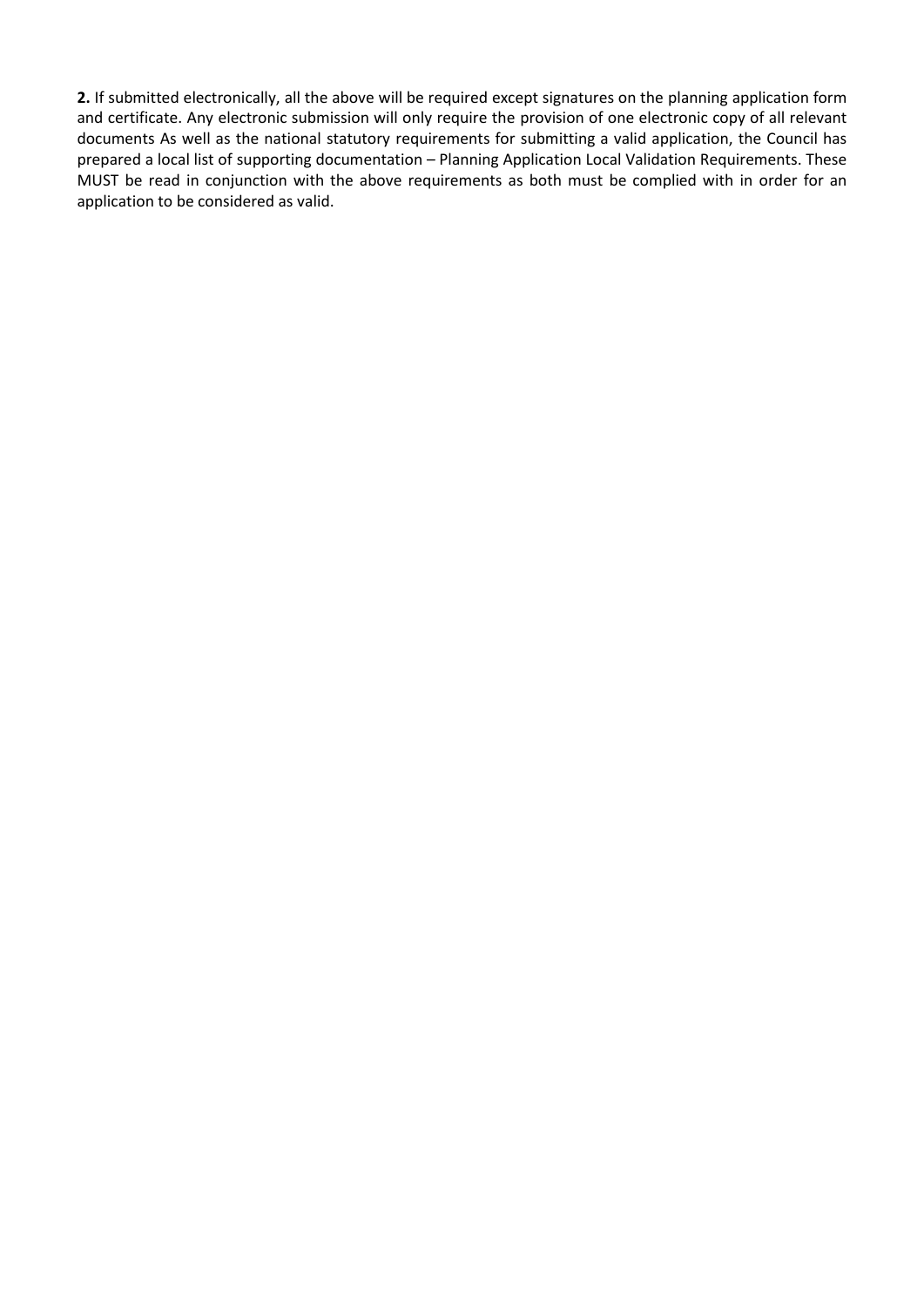**2.** If submitted electronically, all the above will be required except signatures on the planning application form and certificate. Any electronic submission will only require the provision of one electronic copy of all relevant documents As well as the national statutory requirements for submitting a valid application, the Council has prepared a local list of supporting documentation – Planning Application Local Validation Requirements. These MUST be read in conjunction with the above requirements as both must be complied with in order for an application to be considered as valid.